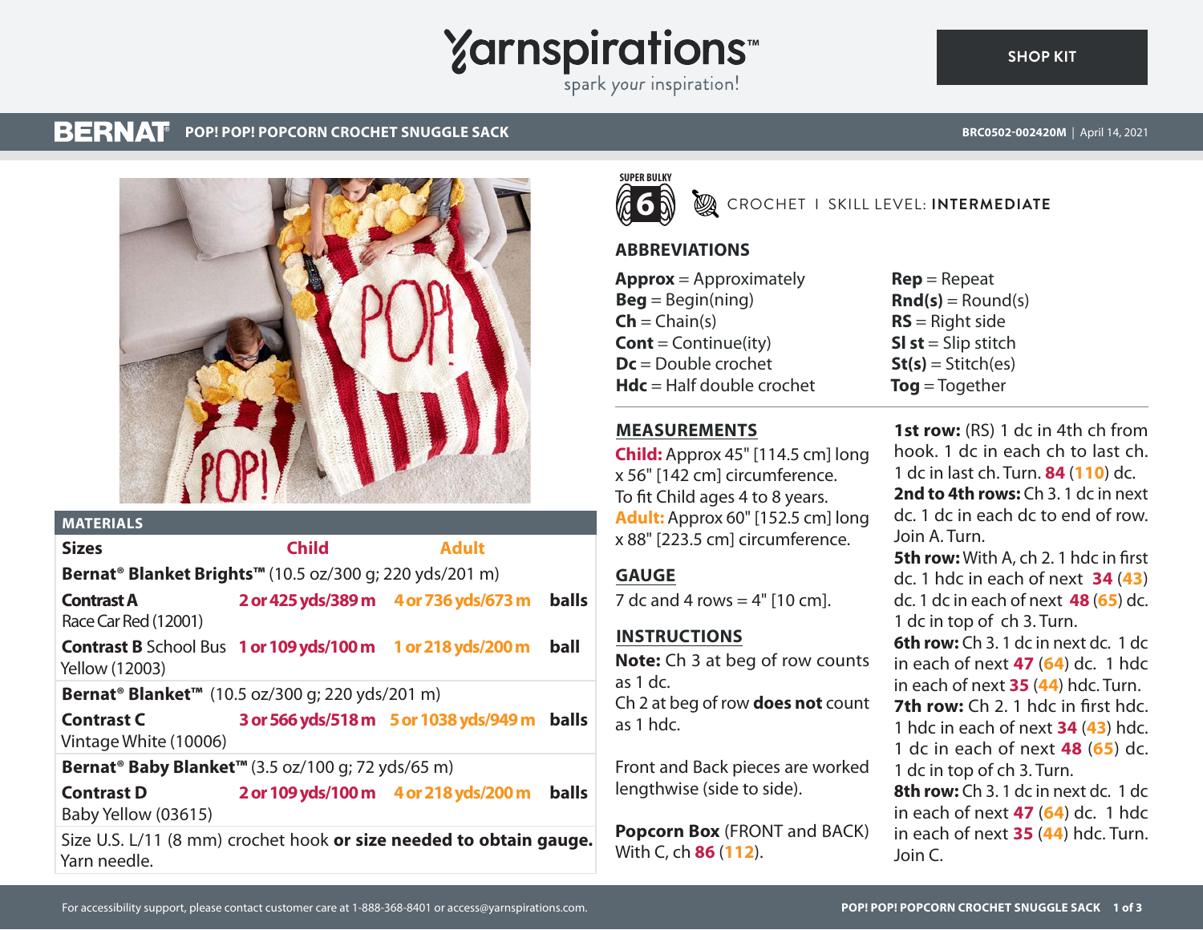Yarnspirations™
spark your inspiration!

SHOP KIT

**BERNAT** POP! POP! POPCORN CROCHET SNUGGLE SACK

BRC0502-002420M | April 14, 2021

## MATERIALS

| Sizes | Child | Adult | |
|---|---|---|---|
| **Bernat® Blanket Brights™** (10.5 oz/300 g; 220 yds/201 m) | | | |
| **Contrast A** Race Car Red (12001) | 2 or 425 yds/389 m | 4 or 736 yds/673 m | balls |
| **Contrast B** School Bus Yellow (12003) | 1 or 109 yds/100 m | 1 or 218 yds/200 m | ball |
| **Bernat® Blanket™** (10.5 oz/300 g; 220 yds/201 m) | | | |
| **Contrast C** Vintage White (10006) | 3 or 566 yds/518 m | 5 or 1038 yds/949 m | balls |
| **Bernat® Baby Blanket™** (3.5 oz/100 g; 72 yds/65 m) | | | |
| **Contrast D** Baby Yellow (03615) | 2 or 109 yds/100 m | 4 or 218 yds/200 m | balls |

Size U.S. L/11 (8 mm) crochet hook **or size needed to obtain gauge.**
Yarn needle.

SUPER BULKY 6 — CROCHET | SKILL LEVEL: **INTERMEDIATE**

## ABBREVIATIONS

**Approx** = Approximately
**Beg** = Begin(ning)
**Ch** = Chain(s)
**Cont** = Continue(ity)
**Dc** = Double crochet
**Hdc** = Half double crochet
**Rep** = Repeat
**Rnd(s)** = Round(s)
**RS** = Right side
**Sl st** = Slip stitch
**St(s)** = Stitch(es)
**Tog** = Together

## MEASUREMENTS

**Child:** Approx 45" [114.5 cm] long x 56" [142 cm] circumference. To fit Child ages 4 to 8 years.
**Adult:** Approx 60" [152.5 cm] long x 88" [223.5 cm] circumference.

## GAUGE

7 dc and 4 rows = 4" [10 cm].

## INSTRUCTIONS

**Note:** Ch 3 at beg of row counts as 1 dc.
Ch 2 at beg of row **does not** count as 1 hdc.

Front and Back pieces are worked lengthwise (side to side).

**Popcorn Box** (FRONT and BACK)
With C, ch **86** (**112**).

**1st row:** (RS) 1 dc in 4th ch from hook. 1 dc in each ch to last ch. 1 dc in last ch. Turn. **84** (**110**) dc.

**2nd to 4th rows:** Ch 3. 1 dc in next dc. 1 dc in each dc to end of row. Join A. Turn.

**5th row:** With A, ch 2. 1 hdc in first dc. 1 hdc in each of next **34** (**43**) dc. 1 dc in each of next **48** (**65**) dc. 1 dc in top of ch 3. Turn.

**6th row:** Ch 3. 1 dc in next dc. 1 dc in each of next **47** (**64**) dc. 1 hdc in each of next **35** (**44**) hdc. Turn.

**7th row:** Ch 2. 1 hdc in first hdc. 1 hdc in each of next **34** (**43**) hdc. 1 dc in each of next **48** (**65**) dc. 1 dc in top of ch 3. Turn.

**8th row:** Ch 3. 1 dc in next dc. 1 dc in each of next **47** (**64**) dc. 1 hdc in each of next **35** (**44**) hdc. Turn. Join C.

For accessibility support, please contact customer care at 1-888-368-8401 or access@yarnspirations.com.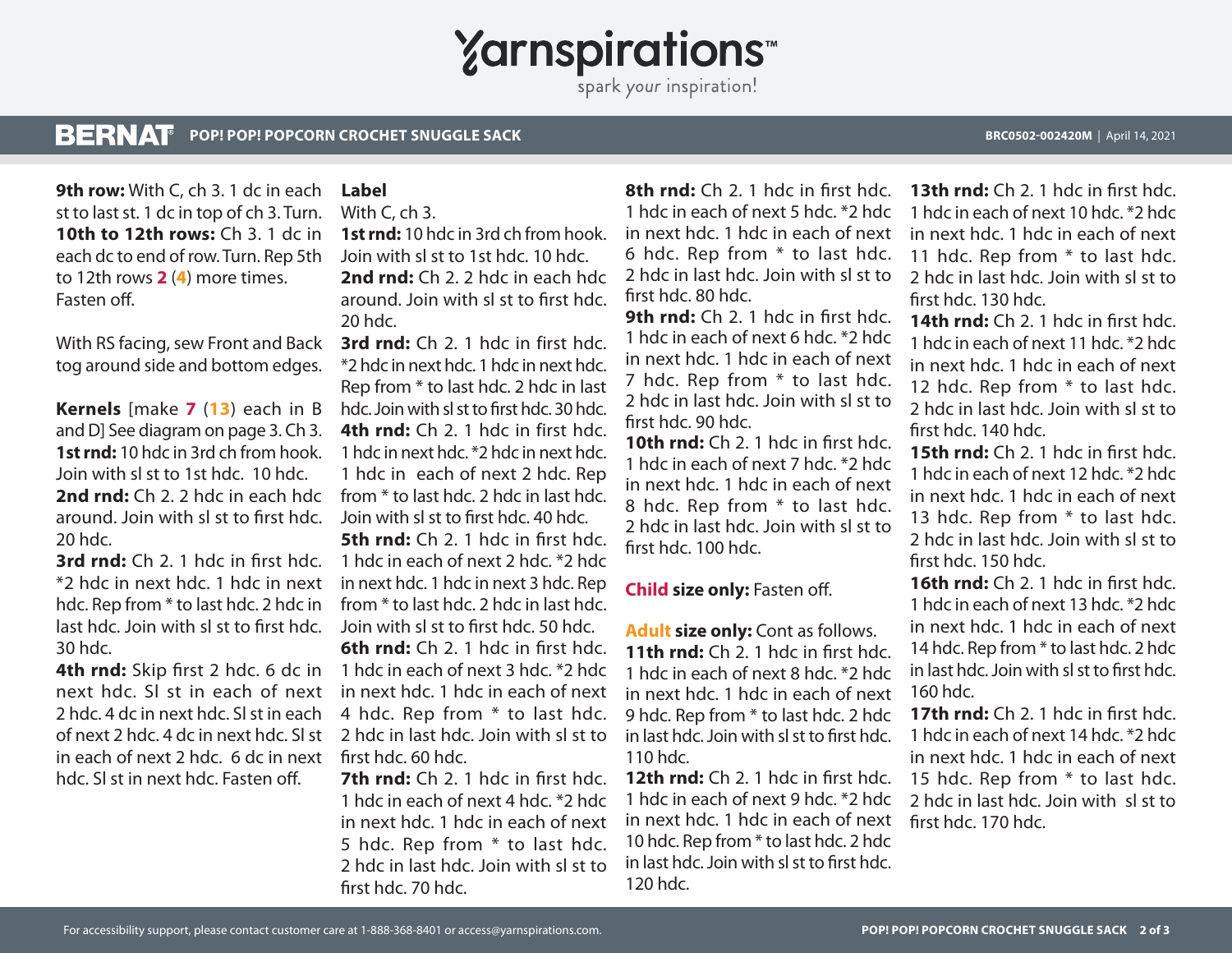**9th row:** With C, ch 3. 1 dc in each st to last st. 1 dc in top of ch 3. Turn.
**10th to 12th rows:** Ch 3. 1 dc in each dc to end of row. Turn. Rep 5th to 12th rows **2** (**4**) more times. Fasten off.

With RS facing, sew Front and Back tog around side and bottom edges.

**Kernels** [make **7** (**13**) each in B and D] See diagram on page 3. Ch 3.
**1st rnd:** 10 hdc in 3rd ch from hook. Join with sl st to 1st hdc. 10 hdc.
**2nd rnd:** Ch 2. 2 hdc in each hdc around. Join with sl st to first hdc. 20 hdc.
**3rd rnd:** Ch 2. 1 hdc in first hdc. *2 hdc in next hdc. 1 hdc in next hdc. Rep from * to last hdc. 2 hdc in last hdc. Join with sl st to first hdc. 30 hdc.
**4th rnd:** Skip first 2 hdc. 6 dc in next hdc. Sl st in each of next 2 hdc. 4 dc in next hdc. Sl st in each of next 2 hdc. 4 dc in next hdc. Sl st in each of next 2 hdc. 6 dc in next hdc. Sl st in next hdc. Fasten off.

**Label**

With C, ch 3.
**1st rnd:** 10 hdc in 3rd ch from hook. Join with sl st to 1st hdc. 10 hdc.
**2nd rnd:** Ch 2. 2 hdc in each hdc around. Join with sl st to first hdc. 20 hdc.
**3rd rnd:** Ch 2. 1 hdc in first hdc. *2 hdc in next hdc. 1 hdc in next hdc. Rep from * to last hdc. 2 hdc in last hdc. Join with sl st to first hdc. 30 hdc.
**4th rnd:** Ch 2. 1 hdc in first hdc. 1 hdc in next hdc. *2 hdc in next hdc. 1 hdc in each of next 2 hdc. Rep from * to last hdc. 2 hdc in last hdc. Join with sl st to first hdc. 40 hdc.
**5th rnd:** Ch 2. 1 hdc in first hdc. 1 hdc in each of next 2 hdc. *2 hdc in next hdc. 1 hdc in next 3 hdc. Rep from * to last hdc. 2 hdc in last hdc. Join with sl st to first hdc. 50 hdc.
**6th rnd:** Ch 2. 1 hdc in first hdc. 1 hdc in each of next 3 hdc. *2 hdc in next hdc. 1 hdc in each of next 4 hdc. Rep from * to last hdc. 2 hdc in last hdc. Join with sl st to first hdc. 60 hdc.
**7th rnd:** Ch 2. 1 hdc in first hdc. 1 hdc in each of next 4 hdc. *2 hdc in next hdc. 1 hdc in each of next 5 hdc. Rep from * to last hdc. 2 hdc in last hdc. Join with sl st to first hdc. 70 hdc.
**8th rnd:** Ch 2. 1 hdc in first hdc. 1 hdc in each of next 5 hdc. *2 hdc in next hdc. 1 hdc in each of next 6 hdc. Rep from * to last hdc. 2 hdc in last hdc. Join with sl st to first hdc. 80 hdc.
**9th rnd:** Ch 2. 1 hdc in first hdc. 1 hdc in each of next 6 hdc. *2 hdc in next hdc. 1 hdc in each of next 7 hdc. Rep from * to last hdc. 2 hdc in last hdc. Join with sl st to first hdc. 90 hdc.
**10th rnd:** Ch 2. 1 hdc in first hdc. 1 hdc in each of next 7 hdc. *2 hdc in next hdc. 1 hdc in each of next 8 hdc. Rep from * to last hdc. 2 hdc in last hdc. Join with sl st to first hdc. 100 hdc.

**Child size only:** Fasten off.

**Adult size only:** Cont as follows.
**11th rnd:** Ch 2. 1 hdc in first hdc. 1 hdc in each of next 8 hdc. *2 hdc in next hdc. 1 hdc in each of next 9 hdc. Rep from * to last hdc. 2 hdc in last hdc. Join with sl st to first hdc. 110 hdc.
**12th rnd:** Ch 2. 1 hdc in first hdc. 1 hdc in each of next 9 hdc. *2 hdc in next hdc. 1 hdc in each of next 10 hdc. Rep from * to last hdc. 2 hdc in last hdc. Join with sl st to first hdc. 120 hdc.
**13th rnd:** Ch 2. 1 hdc in first hdc. 1 hdc in each of next 10 hdc. *2 hdc in next hdc. 1 hdc in each of next 11 hdc. Rep from * to last hdc. 2 hdc in last hdc. Join with sl st to first hdc. 130 hdc.
**14th rnd:** Ch 2. 1 hdc in first hdc. 1 hdc in each of next 11 hdc. *2 hdc in next hdc. 1 hdc in each of next 12 hdc. Rep from * to last hdc. 2 hdc in last hdc. Join with sl st to first hdc. 140 hdc.
**15th rnd:** Ch 2. 1 hdc in first hdc. 1 hdc in each of next 12 hdc. *2 hdc in next hdc. 1 hdc in each of next 13 hdc. Rep from * to last hdc. 2 hdc in last hdc. Join with sl st to first hdc. 150 hdc.
**16th rnd:** Ch 2. 1 hdc in first hdc. 1 hdc in each of next 13 hdc. *2 hdc in next hdc. 1 hdc in each of next 14 hdc. Rep from * to last hdc. 2 hdc in last hdc. Join with sl st to first hdc. 160 hdc.
**17th rnd:** Ch 2. 1 hdc in first hdc. 1 hdc in each of next 14 hdc. *2 hdc in next hdc. 1 hdc in each of next 15 hdc. Rep from * to last hdc. 2 hdc in last hdc. Join with sl st to first hdc. 170 hdc.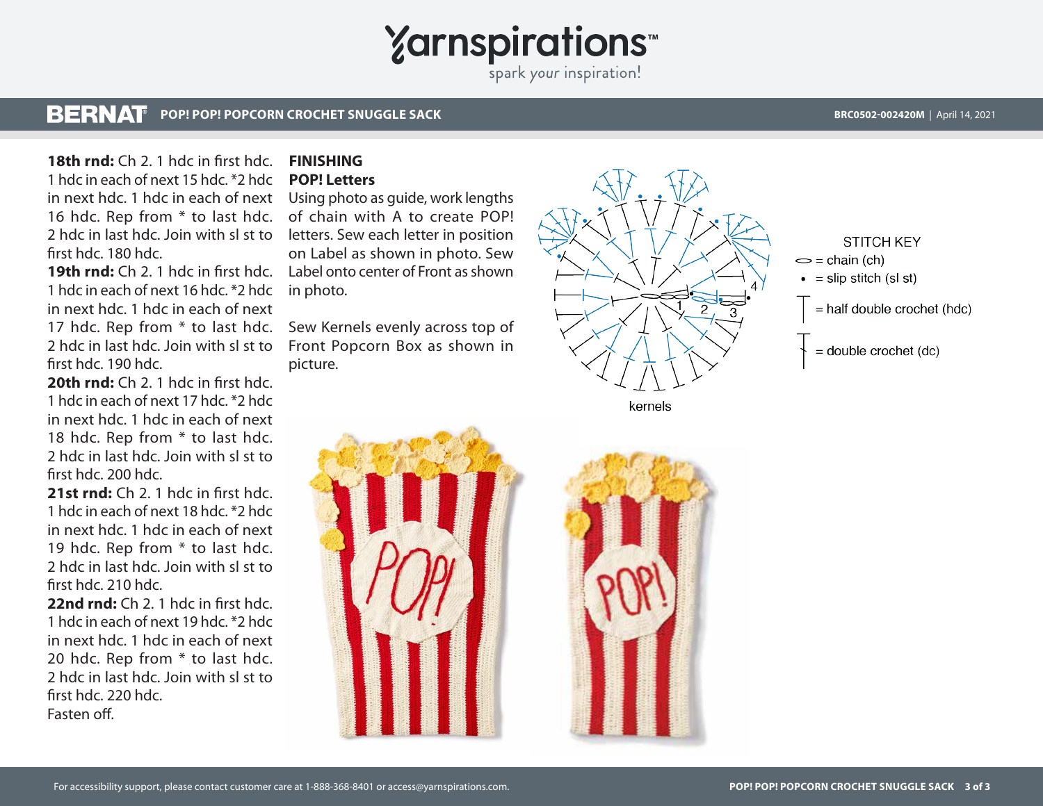**18th rnd:** Ch 2. 1 hdc in first hdc. 1 hdc in each of next 15 hdc. *2 hdc in next hdc. 1 hdc in each of next 16 hdc. Rep from * to last hdc. 2 hdc in last hdc. Join with sl st to first hdc. 180 hdc.

**19th rnd:** Ch 2. 1 hdc in first hdc. 1 hdc in each of next 16 hdc. *2 hdc in next hdc. 1 hdc in each of next 17 hdc. Rep from * to last hdc. 2 hdc in last hdc. Join with sl st to first hdc. 190 hdc.

**20th rnd:** Ch 2. 1 hdc in first hdc. 1 hdc in each of next 17 hdc. *2 hdc in next hdc. 1 hdc in each of next 18 hdc. Rep from * to last hdc. 2 hdc in last hdc. Join with sl st to first hdc. 200 hdc.

**21st rnd:** Ch 2. 1 hdc in first hdc. 1 hdc in each of next 18 hdc. *2 hdc in next hdc. 1 hdc in each of next 19 hdc. Rep from * to last hdc. 2 hdc in last hdc. Join with sl st to first hdc. 210 hdc.

**22nd rnd:** Ch 2. 1 hdc in first hdc. 1 hdc in each of next 19 hdc. *2 hdc in next hdc. 1 hdc in each of next 20 hdc. Rep from * to last hdc. 2 hdc in last hdc. Join with sl st to first hdc. 220 hdc.

Fasten off.

## FINISHING

### POP! Letters

Using photo as guide, work lengths of chain with A to create POP! letters. Sew each letter in position on Label as shown in photo. Sew Label onto center of Front as shown in photo.

Sew Kernels evenly across top of Front Popcorn Box as shown in picture.

1
2
3
4
kernels

STITCH KEY

- = chain (ch)
- = slip stitch (sl st)
- = half double crochet (hdc)
- = double crochet (dc)